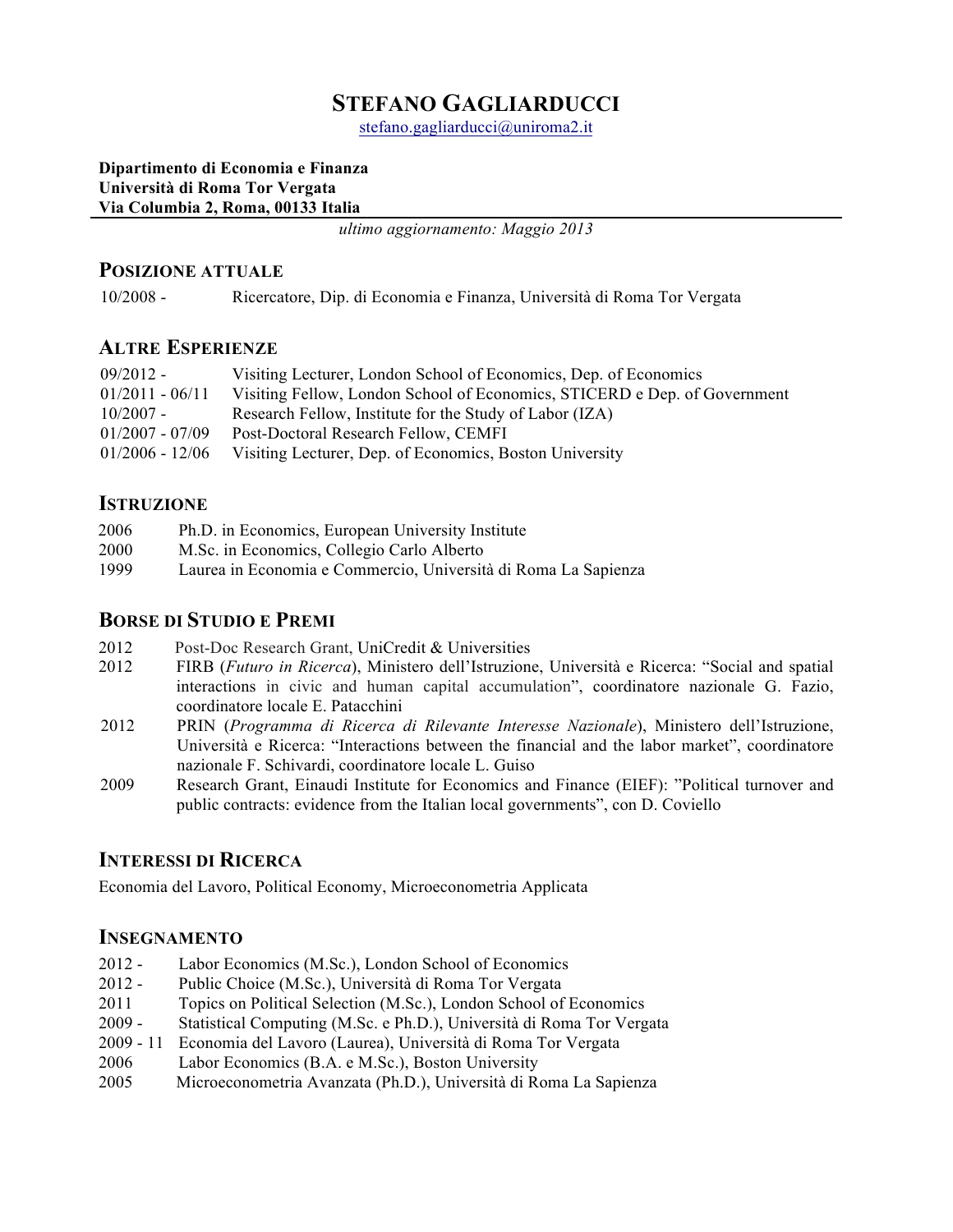# STEFANO GAGLIARDUCCI

stefano.gagliarducci@uniroma2.it

**Dipartimento di Economia e Finanza**
**Università di Roma Tor Vergata**
**Via Columbia 2, Roma, 00133 Italia**

*ultimo aggiornamento: Maggio 2013*

## POSIZIONE ATTUALE

10/2008 - Ricercatore, Dip. di Economia e Finanza, Università di Roma Tor Vergata

## ALTRE ESPERIENZE

09/2012 - Visiting Lecturer, London School of Economics, Dep. of Economics
01/2011 - 06/11 Visiting Fellow, London School of Economics, STICERD e Dep. of Government
10/2007 - Research Fellow, Institute for the Study of Labor (IZA)
01/2007 - 07/09 Post-Doctoral Research Fellow, CEMFI
01/2006 - 12/06 Visiting Lecturer, Dep. of Economics, Boston University

## ISTRUZIONE

2006 Ph.D. in Economics, European University Institute
2000 M.Sc. in Economics, Collegio Carlo Alberto
1999 Laurea in Economia e Commercio, Università di Roma La Sapienza

## BORSE DI STUDIO E PREMI

2012 Post-Doc Research Grant, UniCredit & Universities
2012 FIRB (*Futuro in Ricerca*), Ministero dell'Istruzione, Università e Ricerca: "Social and spatial interactions in civic and human capital accumulation", coordinatore nazionale G. Fazio, coordinatore locale E. Patacchini
2012 PRIN (*Programma di Ricerca di Rilevante Interesse Nazionale*), Ministero dell'Istruzione, Università e Ricerca: "Interactions between the financial and the labor market", coordinatore nazionale F. Schivardi, coordinatore locale L. Guiso
2009 Research Grant, Einaudi Institute for Economics and Finance (EIEF): "Political turnover and public contracts: evidence from the Italian local governments", con D. Coviello

## INTERESSI DI RICERCA

Economia del Lavoro, Political Economy, Microeconometria Applicata

## INSEGNAMENTO

2012 - Labor Economics (M.Sc.), London School of Economics
2012 - Public Choice (M.Sc.), Università di Roma Tor Vergata
2011 Topics on Political Selection (M.Sc.), London School of Economics
2009 - Statistical Computing (M.Sc. e Ph.D.), Università di Roma Tor Vergata
2009 - 11 Economia del Lavoro (Laurea), Università di Roma Tor Vergata
2006 Labor Economics (B.A. e M.Sc.), Boston University
2005 Microeconometria Avanzata (Ph.D.), Università di Roma La Sapienza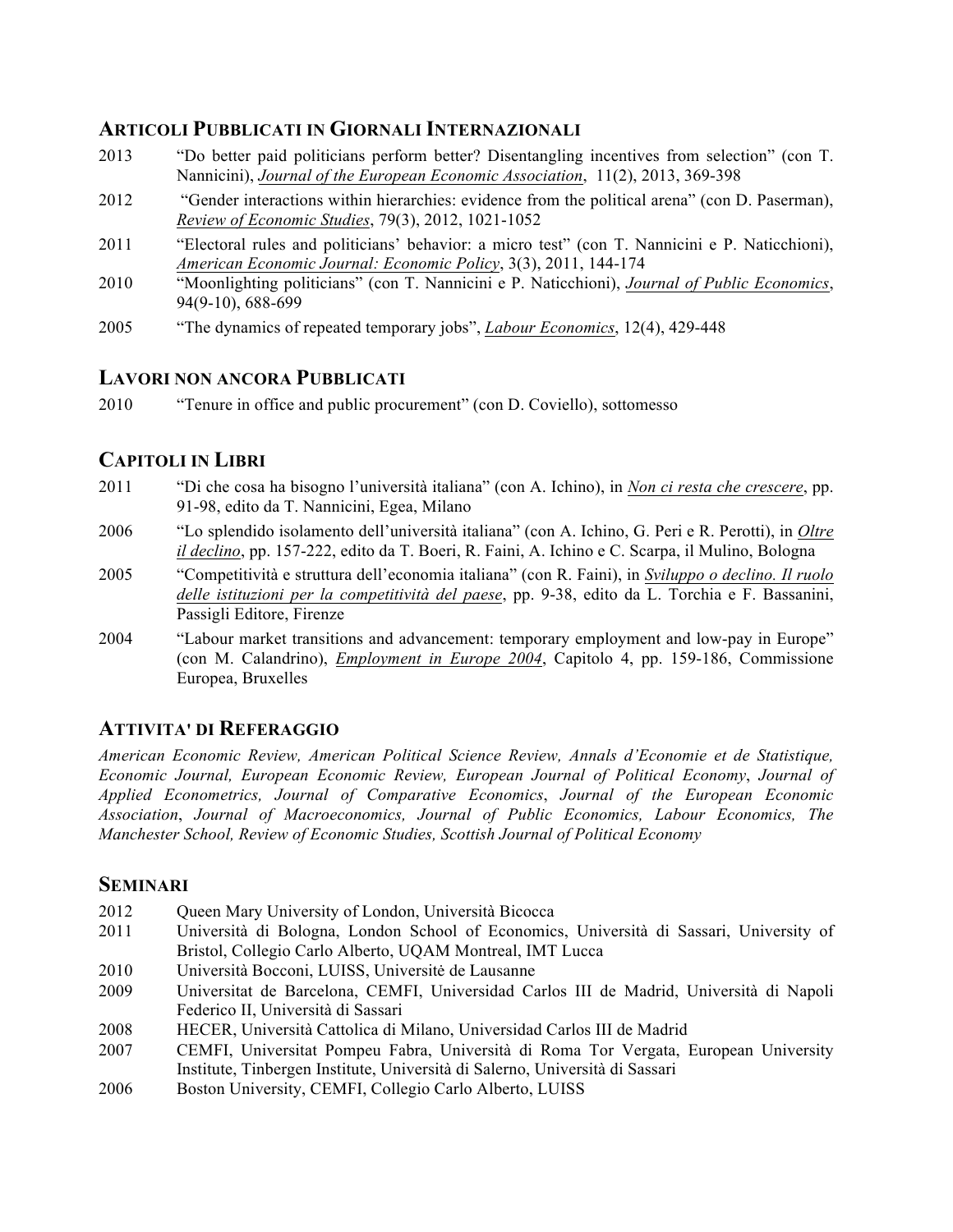## ARTICOLI PUBBLICATI IN GIORNALI INTERNAZIONALI

2013 "Do better paid politicians perform better? Disentangling incentives from selection" (con T. Nannicini), *Journal of the European Economic Association*, 11(2), 2013, 369-398

2012 "Gender interactions within hierarchies: evidence from the political arena" (con D. Paserman), *Review of Economic Studies*, 79(3), 2012, 1021-1052

2011 "Electoral rules and politicians' behavior: a micro test" (con T. Nannicini e P. Naticchioni), *American Economic Journal: Economic Policy*, 3(3), 2011, 144-174

2010 "Moonlighting politicians" (con T. Nannicini e P. Naticchioni), *Journal of Public Economics*, 94(9-10), 688-699

2005 "The dynamics of repeated temporary jobs", *Labour Economics*, 12(4), 429-448

## LAVORI NON ANCORA PUBBLICATI

2010 "Tenure in office and public procurement" (con D. Coviello), sottomesso

## CAPITOLI IN LIBRI

2011 "Di che cosa ha bisogno l'università italiana" (con A. Ichino), in *Non ci resta che crescere*, pp. 91-98, edito da T. Nannicini, Egea, Milano

2006 "Lo splendido isolamento dell'università italiana" (con A. Ichino, G. Peri e R. Perotti), in *Oltre il declino*, pp. 157-222, edito da T. Boeri, R. Faini, A. Ichino e C. Scarpa, il Mulino, Bologna

2005 "Competitività e struttura dell'economia italiana" (con R. Faini), in *Sviluppo o declino. Il ruolo delle istituzioni per la competitività del paese*, pp. 9-38, edito da L. Torchia e F. Bassanini, Passigli Editore, Firenze

2004 "Labour market transitions and advancement: temporary employment and low-pay in Europe" (con M. Calandrino), *Employment in Europe 2004*, Capitolo 4, pp. 159-186, Commissione Europea, Bruxelles

## ATTIVITA' DI REFERAGGIO

*American Economic Review, American Political Science Review, Annals d'Economie et de Statistique, Economic Journal, European Economic Review, European Journal of Political Economy*, *Journal of Applied Econometrics, Journal of Comparative Economics*, *Journal of the European Economic Association*, *Journal of Macroeconomics, Journal of Public Economics, Labour Economics, The Manchester School, Review of Economic Studies, Scottish Journal of Political Economy*

## SEMINARI

2012 Queen Mary University of London, Università Bicocca

2011 Università di Bologna, London School of Economics, Università di Sassari, University of Bristol, Collegio Carlo Alberto, UQAM Montreal, IMT Lucca

2010 Università Bocconi, LUISS, Universitè de Lausanne

2009 Universitat de Barcelona, CEMFI, Universidad Carlos III de Madrid, Università di Napoli Federico II, Università di Sassari

2008 HECER, Università Cattolica di Milano, Universidad Carlos III de Madrid

2007 CEMFI, Universitat Pompeu Fabra, Università di Roma Tor Vergata, European University Institute, Tinbergen Institute, Università di Salerno, Università di Sassari

2006 Boston University, CEMFI, Collegio Carlo Alberto, LUISS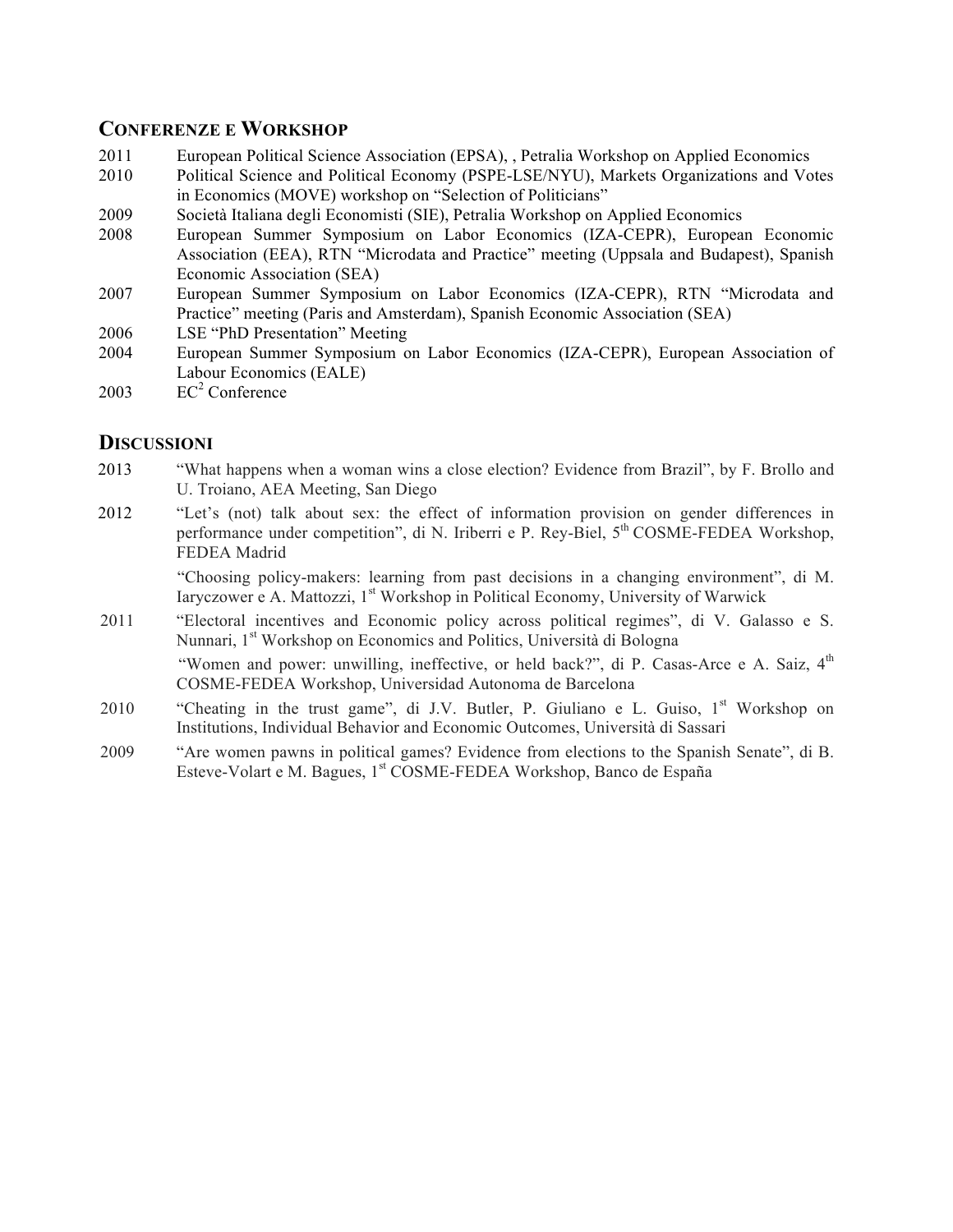## Conferenze e Workshop

| | |
|---|---|
| 2011 | European Political Science Association (EPSA), , Petralia Workshop on Applied Economics |
| 2010 | Political Science and Political Economy (PSPE-LSE/NYU), Markets Organizations and Votes in Economics (MOVE) workshop on "Selection of Politicians" |
| 2009 | Società Italiana degli Economisti (SIE), Petralia Workshop on Applied Economics |
| 2008 | European Summer Symposium on Labor Economics (IZA-CEPR), European Economic Association (EEA), RTN "Microdata and Practice" meeting (Uppsala and Budapest), Spanish Economic Association (SEA) |
| 2007 | European Summer Symposium on Labor Economics (IZA-CEPR), RTN "Microdata and Practice" meeting (Paris and Amsterdam), Spanish Economic Association (SEA) |
| 2006 | LSE "PhD Presentation" Meeting |
| 2004 | European Summer Symposium on Labor Economics (IZA-CEPR), European Association of Labour Economics (EALE) |
| 2003 | $EC^2$ Conference |

## Discussioni

| | |
|---|---|
| 2013 | "What happens when a woman wins a close election? Evidence from Brazil", by F. Brollo and U. Troiano, AEA Meeting, San Diego |
| 2012 | "Let's (not) talk about sex: the effect of information provision on gender differences in performance under competition", di N. Iriberri e P. Rey-Biel, 5th COSME-FEDEA Workshop, FEDEA Madrid |
| | "Choosing policy-makers: learning from past decisions in a changing environment", di M. Iaryczower e A. Mattozzi, 1st Workshop in Political Economy, University of Warwick |
| 2011 | "Electoral incentives and Economic policy across political regimes", di V. Galasso e S. Nunnari, 1st Workshop on Economics and Politics, Università di Bologna |
| | "Women and power: unwilling, ineffective, or held back?", di P. Casas-Arce e A. Saiz, 4th COSME-FEDEA Workshop, Universidad Autonoma de Barcelona |
| 2010 | "Cheating in the trust game", di J.V. Butler, P. Giuliano e L. Guiso, 1st Workshop on Institutions, Individual Behavior and Economic Outcomes, Università di Sassari |
| 2009 | "Are women pawns in political games? Evidence from elections to the Spanish Senate", di B. Esteve-Volart e M. Bagues, 1st COSME-FEDEA Workshop, Banco de España |